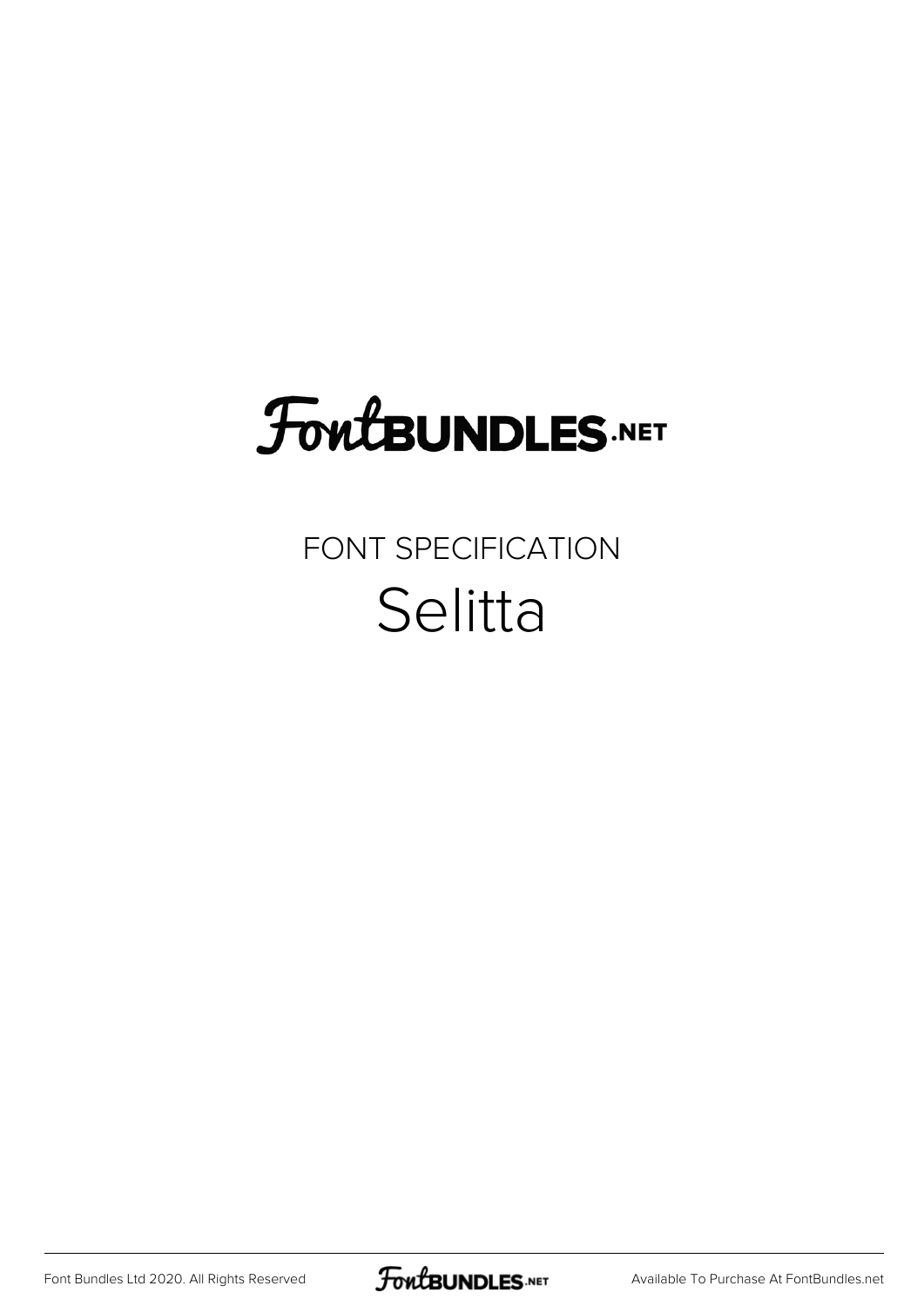FontBUNDLES.NET

FONT SPECIFICATION

# Selitta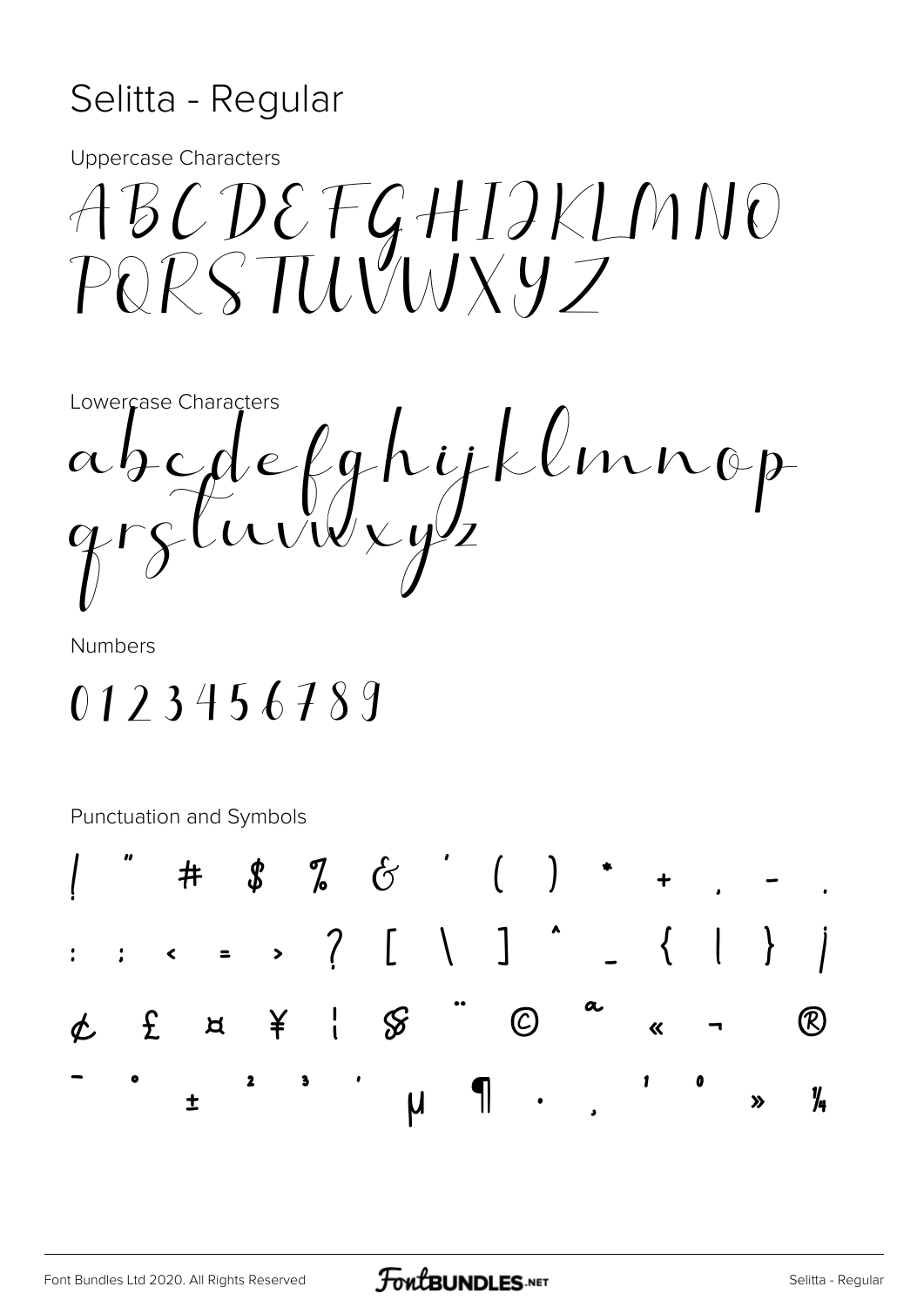# Selitta - Regular

Uppercase Characters

ABCDEFGHIJKLMNO
PQRSTUVWXYZ

Lowercase Characters

abcdefghijklmnop
qrstuvwxyz

Numbers

0123456789

Punctuation and Symbols

! " # $ % & ' ( ) * + , - .

: ; < = > ? [ \ ] ^ _ { | } ¡

¢ £ ¤ ¥ ¦ § ¨ © ª « ¬ ®

¯ ° ± ² ³ ´ µ ¶ · ¸ ¹ º » ¼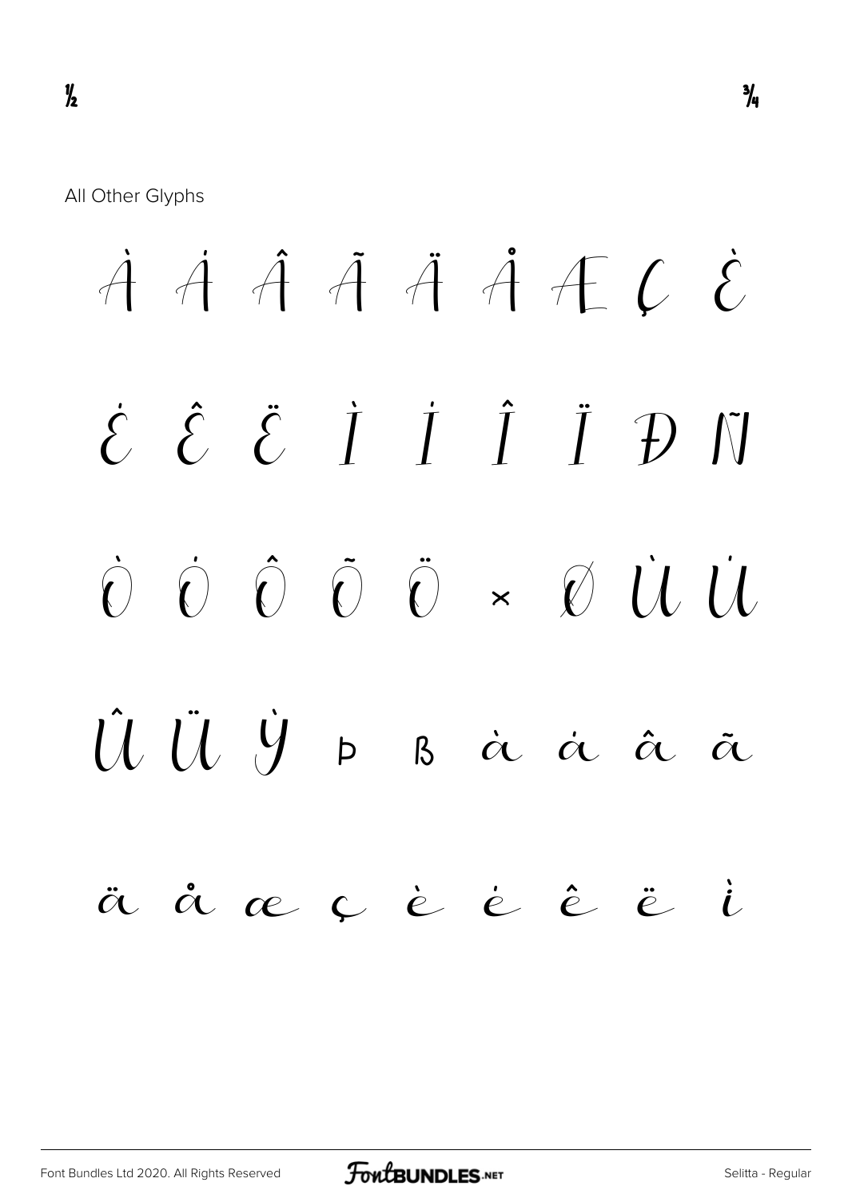½ ¾

All Other Glyphs

À Á Â Ã Ä Å Æ Ç È

É Ê Ë Ì Í Î Ï Đ Ñ

Ò Ó Ô Õ Ö × Ø Ù Ú

Û Ü Ý þ ß à á â ã

ä å æ ç è é ê ë ì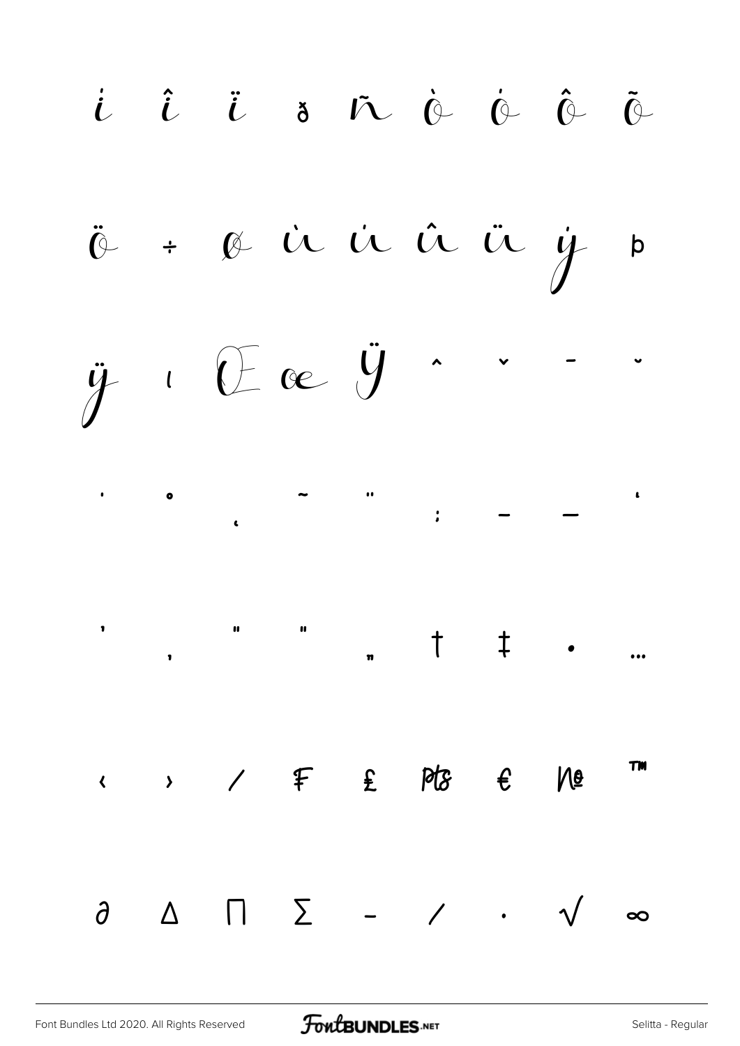í î ï ð ñ ò ó ô õ

ö ÷ ø ù ú û ü ý þ

ÿ ı Œ œ Ÿ ˆ ˇ ¯ ˘

˙ ˚ ¸ ˜ ˝ ; – — ‘

’ ‚ “ ” „ † ‡ • …

‹ › ⁄ ₣ ₤ ₧ € № ™

∂ ∆ ∏ ∑ − ∕ ∙ √ ∞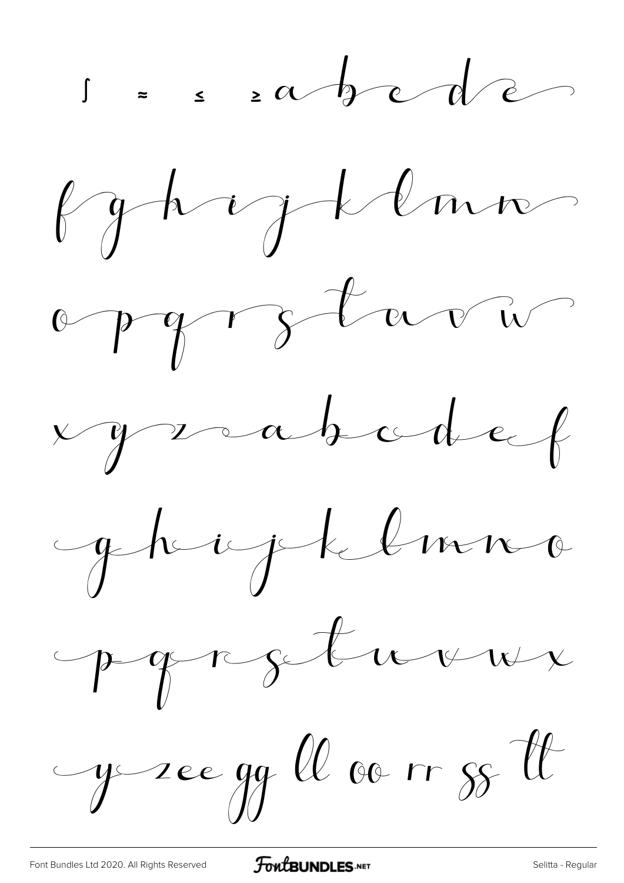∫ ≈ ≤ ≥ a b c d e

f g h i j k l m n

o p q r s t u v w

x y z a b c d e f

g h i j k l m n o

p q r s t u v w x

y z e e gg ll oo rr ss tt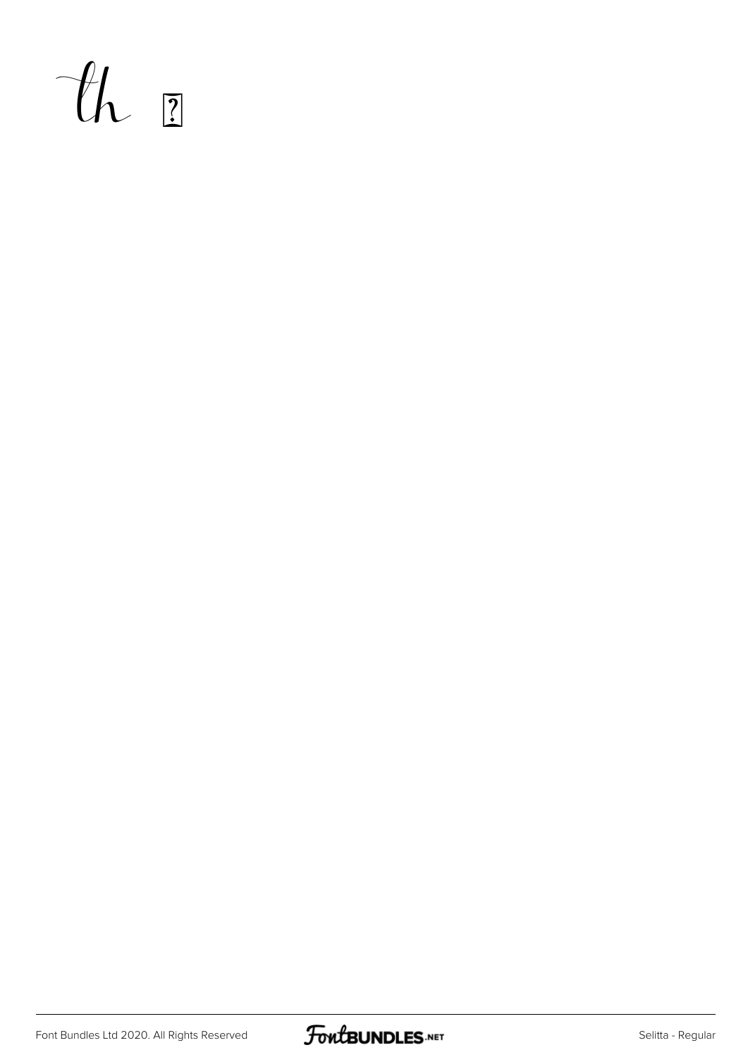th ?